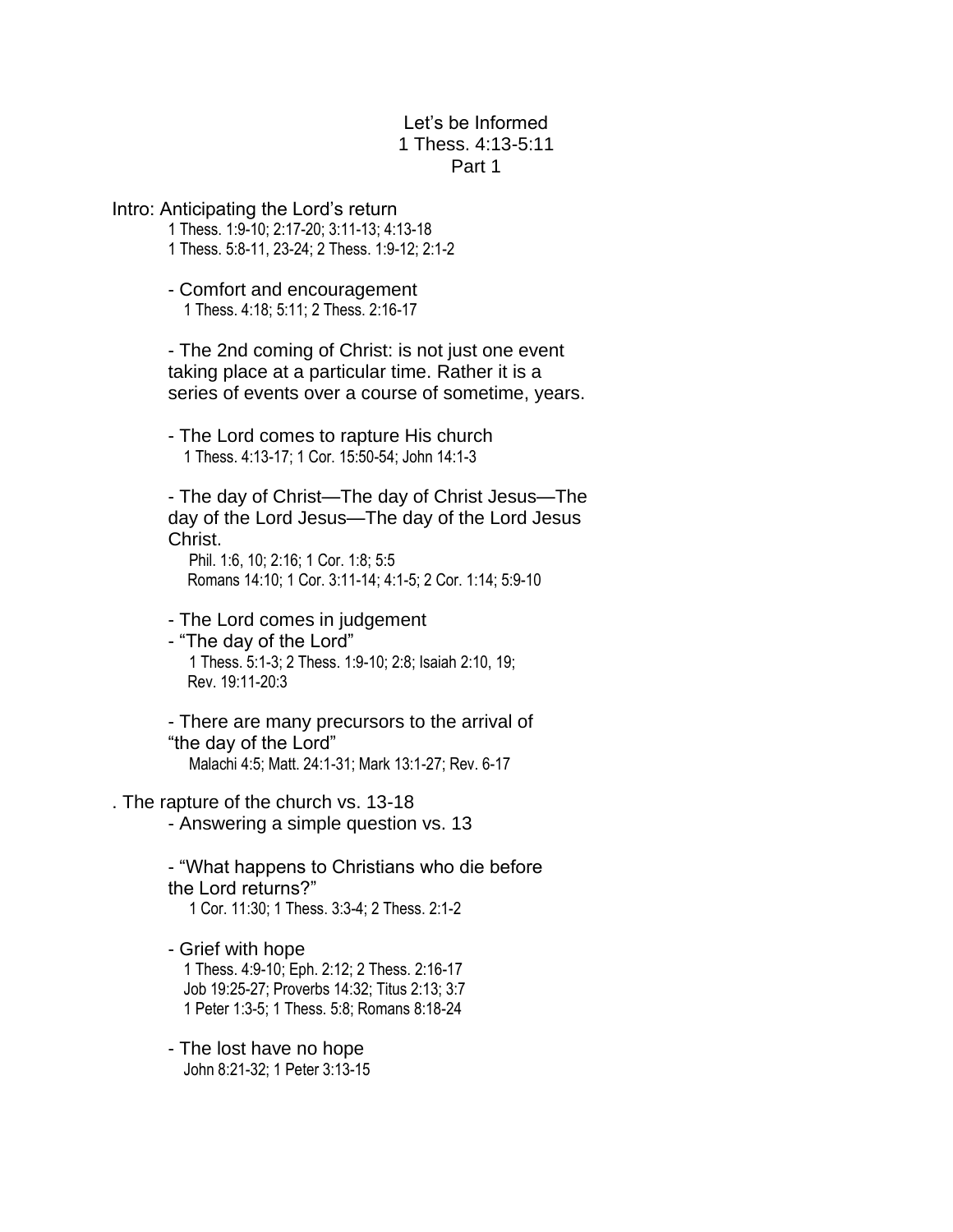Let's be Informed
1 Thess. 4:13-5:11
Part 1

Intro: Anticipating the Lord's return
1 Thess. 1:9-10; 2:17-20; 3:11-13; 4:13-18
1 Thess. 5:8-11, 23-24; 2 Thess. 1:9-12; 2:1-2

- Comfort and encouragement
  1 Thess. 4:18; 5:11; 2 Thess. 2:16-17

- The 2nd coming of Christ: is not just one event taking place at a particular time. Rather it is a series of events over a course of sometime, years.

- The Lord comes to rapture His church
  1 Thess. 4:13-17; 1 Cor. 15:50-54; John 14:1-3

- The day of Christ—The day of Christ Jesus—The day of the Lord Jesus—The day of the Lord Jesus Christ.
  Phil. 1:6, 10; 2:16; 1 Cor. 1:8; 5:5
  Romans 14:10; 1 Cor. 3:11-14; 4:1-5; 2 Cor. 1:14; 5:9-10

- The Lord comes in judgement
- "The day of the Lord"
  1 Thess. 5:1-3; 2 Thess. 1:9-10; 2:8; Isaiah 2:10, 19;
  Rev. 19:11-20:3

- There are many precursors to the arrival of "the day of the Lord"
  Malachi 4:5; Matt. 24:1-31; Mark 13:1-27; Rev. 6-17

. The rapture of the church vs. 13-18
- Answering a simple question vs. 13

- "What happens to Christians who die before the Lord returns?"
  1 Cor. 11:30; 1 Thess. 3:3-4; 2 Thess. 2:1-2

- Grief with hope
  1 Thess. 4:9-10; Eph. 2:12; 2 Thess. 2:16-17
  Job 19:25-27; Proverbs 14:32; Titus 2:13; 3:7
  1 Peter 1:3-5; 1 Thess. 5:8; Romans 8:18-24

- The lost have no hope
  John 8:21-32; 1 Peter 3:13-15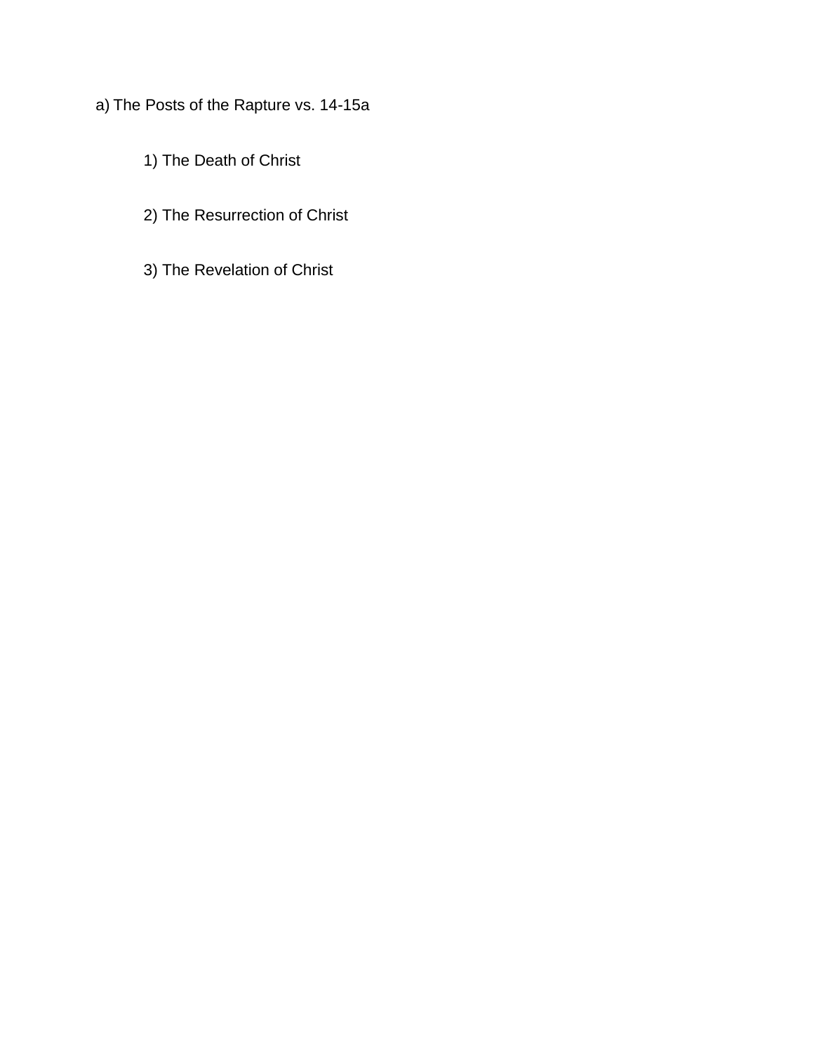a) The Posts of the Rapture vs. 14-15a

1) The Death of Christ

2) The Resurrection of Christ

3) The Revelation of Christ